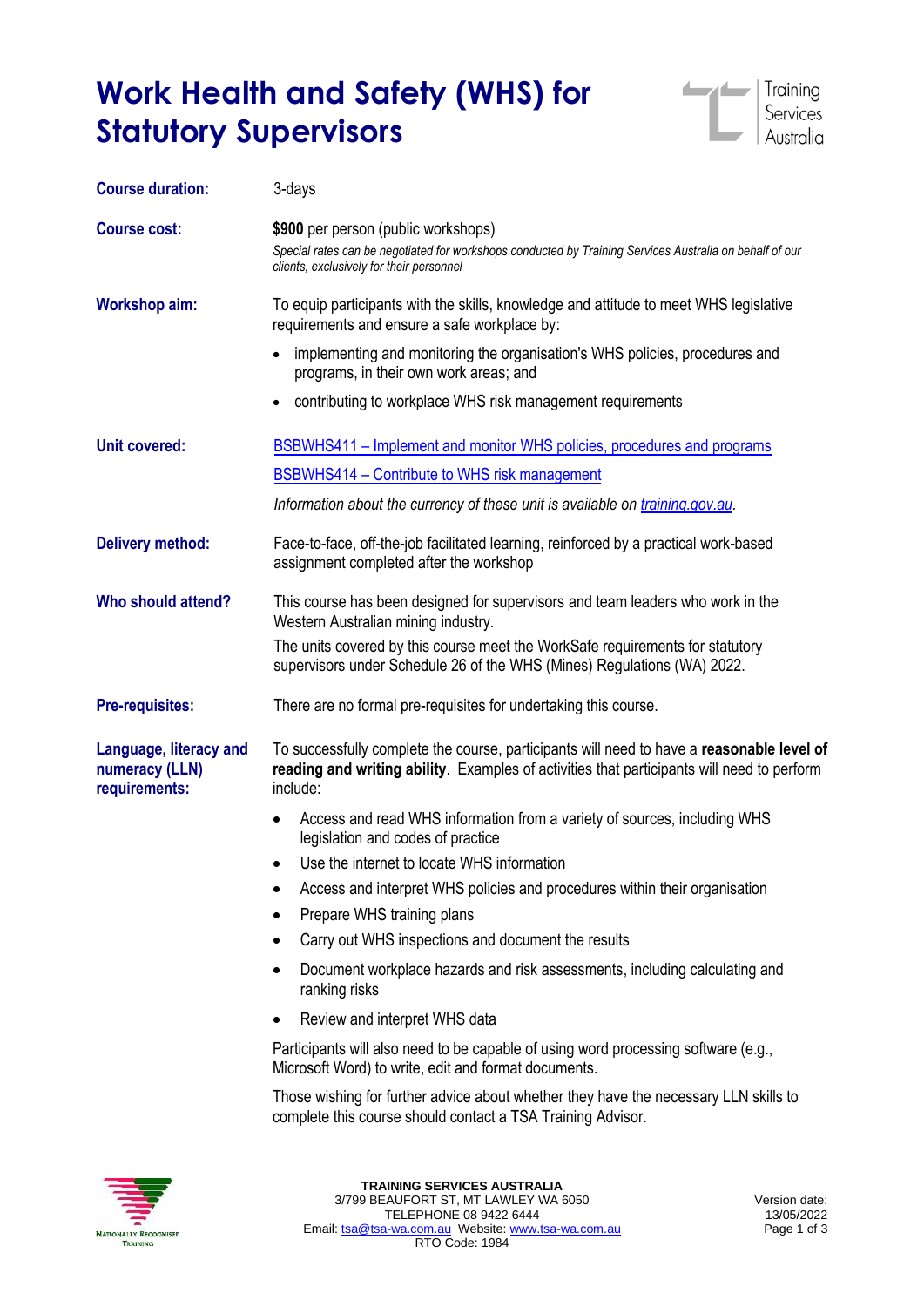# Work Health and Safety (WHS) for Statutory Supervisors

**Course duration:** 3-days

**Course cost:** **$900** per person (public workshops)

*Special rates can be negotiated for workshops conducted by Training Services Australia on behalf of our clients, exclusively for their personnel*

**Workshop aim:** To equip participants with the skills, knowledge and attitude to meet WHS legislative requirements and ensure a safe workplace by:

- implementing and monitoring the organisation's WHS policies, procedures and programs, in their own work areas; and
- contributing to workplace WHS risk management requirements

**Unit covered:**

BSBWHS411 – Implement and monitor WHS policies, procedures and programs

BSBWHS414 – Contribute to WHS risk management

*Information about the currency of these unit is available on training.gov.au.*

**Delivery method:** Face-to-face, off-the-job facilitated learning, reinforced by a practical work-based assignment completed after the workshop

**Who should attend?** This course has been designed for supervisors and team leaders who work in the Western Australian mining industry.

The units covered by this course meet the WorkSafe requirements for statutory supervisors under Schedule 26 of the WHS (Mines) Regulations (WA) 2022.

**Pre-requisites:** There are no formal pre-requisites for undertaking this course.

**Language, literacy and numeracy (LLN) requirements:** To successfully complete the course, participants will need to have a **reasonable level of reading and writing ability**. Examples of activities that participants will need to perform include:

- Access and read WHS information from a variety of sources, including WHS legislation and codes of practice
- Use the internet to locate WHS information
- Access and interpret WHS policies and procedures within their organisation
- Prepare WHS training plans
- Carry out WHS inspections and document the results
- Document workplace hazards and risk assessments, including calculating and ranking risks
- Review and interpret WHS data

Participants will also need to be capable of using word processing software (e.g., Microsoft Word) to write, edit and format documents.

Those wishing for further advice about whether they have the necessary LLN skills to complete this course should contact a TSA Training Advisor.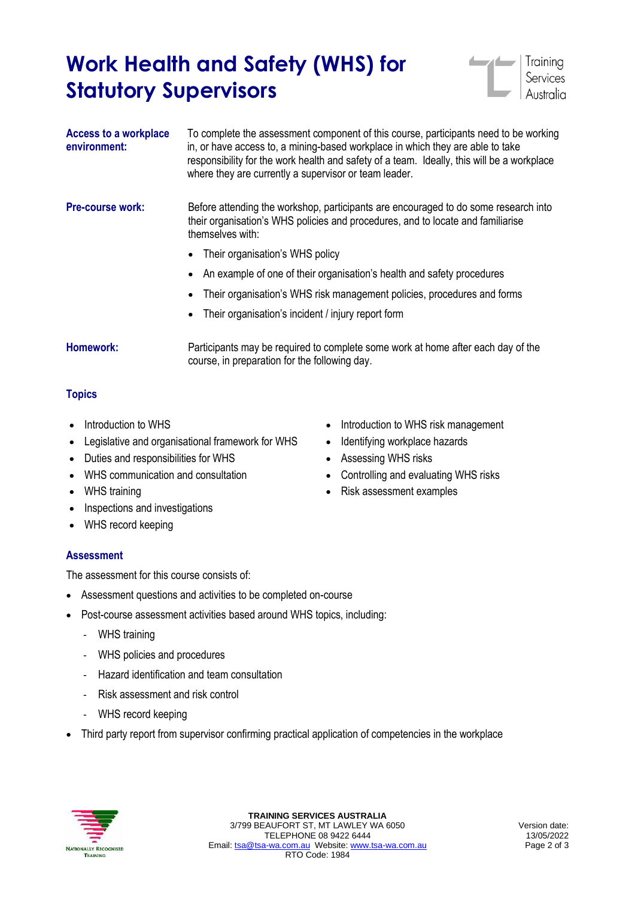# Work Health and Safety (WHS) for Statutory Supervisors

**Access to a workplace environment:** To complete the assessment component of this course, participants need to be working in, or have access to, a mining-based workplace in which they are able to take responsibility for the work health and safety of a team. Ideally, this will be a workplace where they are currently a supervisor or team leader.

**Pre-course work:** Before attending the workshop, participants are encouraged to do some research into their organisation's WHS policies and procedures, and to locate and familiarise themselves with:

- Their organisation's WHS policy
- An example of one of their organisation's health and safety procedures
- Their organisation's WHS risk management policies, procedures and forms
- Their organisation's incident / injury report form

**Homework:** Participants may be required to complete some work at home after each day of the course, in preparation for the following day.

## Topics

- Introduction to WHS
- Legislative and organisational framework for WHS
- Duties and responsibilities for WHS
- WHS communication and consultation
- WHS training
- Inspections and investigations
- WHS record keeping
- Introduction to WHS risk management
- Identifying workplace hazards
- Assessing WHS risks
- Controlling and evaluating WHS risks
- Risk assessment examples

## Assessment

The assessment for this course consists of:

- Assessment questions and activities to be completed on-course
- Post-course assessment activities based around WHS topics, including:
  - WHS training
  - WHS policies and procedures
  - Hazard identification and team consultation
  - Risk assessment and risk control
  - WHS record keeping
- Third party report from supervisor confirming practical application of competencies in the workplace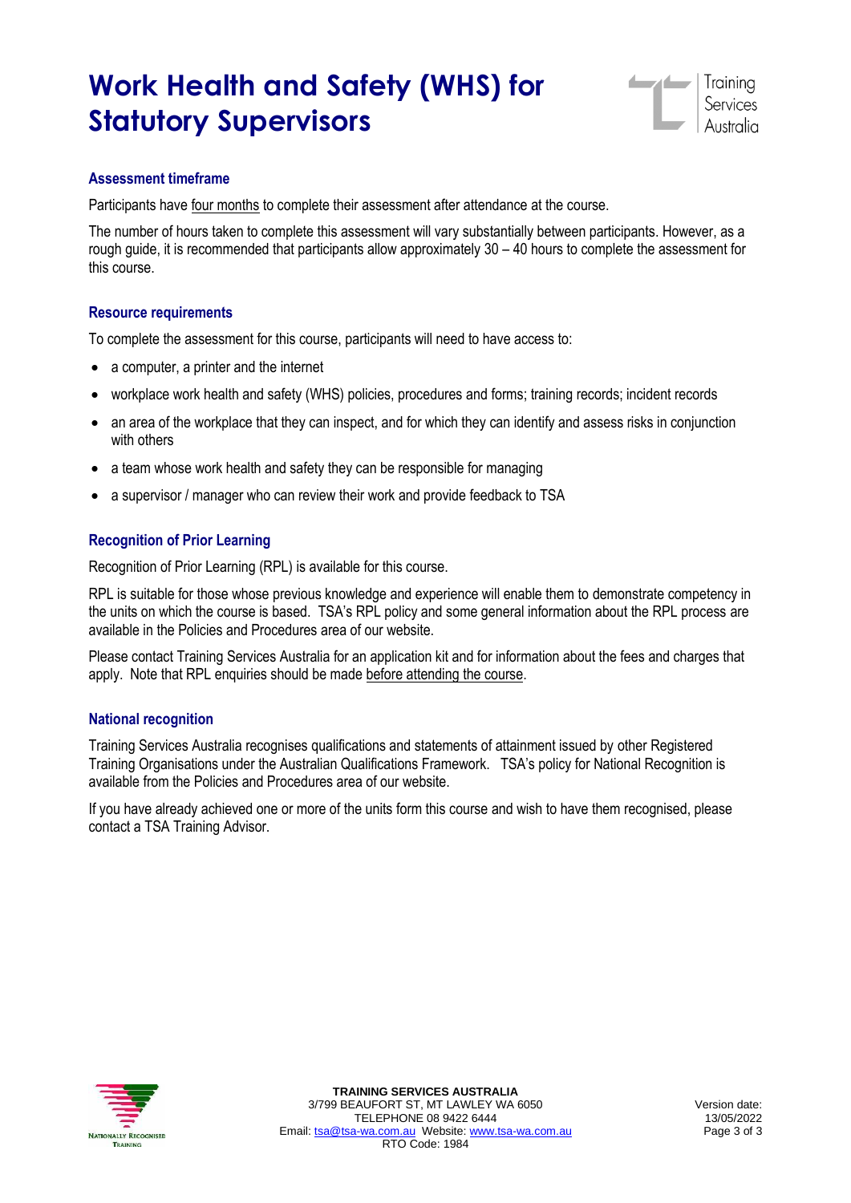# Work Health and Safety (WHS) for Statutory Supervisors

### Assessment timeframe

Participants have four months to complete their assessment after attendance at the course.

The number of hours taken to complete this assessment will vary substantially between participants. However, as a rough guide, it is recommended that participants allow approximately 30 – 40 hours to complete the assessment for this course.

### Resource requirements

To complete the assessment for this course, participants will need to have access to:

- a computer, a printer and the internet
- workplace work health and safety (WHS) policies, procedures and forms; training records; incident records
- an area of the workplace that they can inspect, and for which they can identify and assess risks in conjunction with others
- a team whose work health and safety they can be responsible for managing
- a supervisor / manager who can review their work and provide feedback to TSA

### Recognition of Prior Learning

Recognition of Prior Learning (RPL) is available for this course.

RPL is suitable for those whose previous knowledge and experience will enable them to demonstrate competency in the units on which the course is based. TSA's RPL policy and some general information about the RPL process are available in the Policies and Procedures area of our website.

Please contact Training Services Australia for an application kit and for information about the fees and charges that apply. Note that RPL enquiries should be made before attending the course.

### National recognition

Training Services Australia recognises qualifications and statements of attainment issued by other Registered Training Organisations under the Australian Qualifications Framework. TSA's policy for National Recognition is available from the Policies and Procedures area of our website.

If you have already achieved one or more of the units form this course and wish to have them recognised, please contact a TSA Training Advisor.

**TRAINING SERVICES AUSTRALIA**
3/799 BEAUFORT ST, MT LAWLEY WA 6050
TELEPHONE 08 9422 6444
Email: tsa@tsa-wa.com.au Website: www.tsa-wa.com.au
RTO Code: 1984

Version date: 13/05/2022